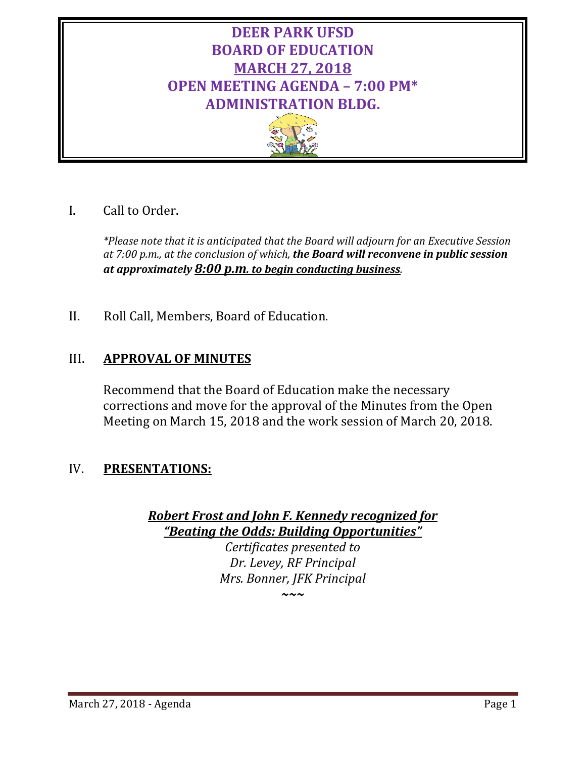# DEER PARK UFSD
# BOARD OF EDUCATION
# MARCH 27, 2018
# OPEN MEETING AGENDA – 7:00 PM*
# ADMINISTRATION BLDG.

I. Call to Order.

*\*Please note that it is anticipated that the Board will adjourn for an Executive Session at 7:00 p.m., at the conclusion of which,* ***the Board will reconvene in public session at approximately 8:00 p.m. to begin conducting business****.*

II. Roll Call, Members, Board of Education.

## III. APPROVAL OF MINUTES

Recommend that the Board of Education make the necessary corrections and move for the approval of the Minutes from the Open Meeting on March 15, 2018 and the work session of March 20, 2018.

## IV. PRESENTATIONS:

***Robert Frost and John F. Kennedy recognized for "Beating the Odds: Building Opportunities"***

*Certificates presented to*
*Dr. Levey, RF Principal*
*Mrs. Bonner, JFK Principal*

~~~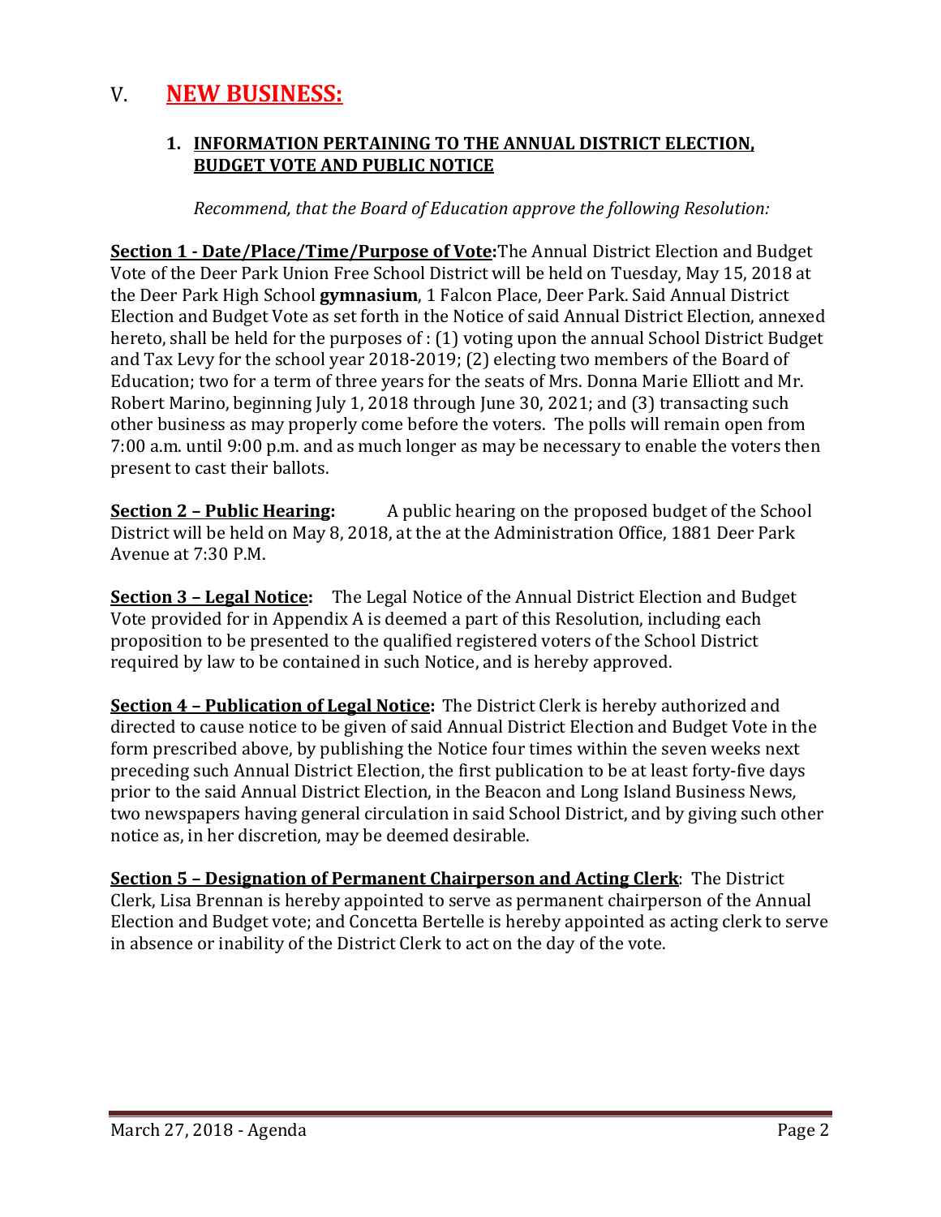# V. **NEW BUSINESS:**

## 1. INFORMATION PERTAINING TO THE ANNUAL DISTRICT ELECTION, BUDGET VOTE AND PUBLIC NOTICE

*Recommend, that the Board of Education approve the following Resolution:*

**Section 1 - Date/Place/Time/Purpose of Vote:** The Annual District Election and Budget Vote of the Deer Park Union Free School District will be held on Tuesday, May 15, 2018 at the Deer Park High School **gymnasium**, 1 Falcon Place, Deer Park. Said Annual District Election and Budget Vote as set forth in the Notice of said Annual District Election, annexed hereto, shall be held for the purposes of : (1) voting upon the annual School District Budget and Tax Levy for the school year 2018-2019; (2) electing two members of the Board of Education; two for a term of three years for the seats of Mrs. Donna Marie Elliott and Mr. Robert Marino, beginning July 1, 2018 through June 30, 2021; and (3) transacting such other business as may properly come before the voters. The polls will remain open from 7:00 a.m. until 9:00 p.m. and as much longer as may be necessary to enable the voters then present to cast their ballots.

**Section 2 – Public Hearing:** A public hearing on the proposed budget of the School District will be held on May 8, 2018, at the at the Administration Office, 1881 Deer Park Avenue at 7:30 P.M.

**Section 3 – Legal Notice:** The Legal Notice of the Annual District Election and Budget Vote provided for in Appendix A is deemed a part of this Resolution, including each proposition to be presented to the qualified registered voters of the School District required by law to be contained in such Notice, and is hereby approved.

**Section 4 – Publication of Legal Notice:** The District Clerk is hereby authorized and directed to cause notice to be given of said Annual District Election and Budget Vote in the form prescribed above, by publishing the Notice four times within the seven weeks next preceding such Annual District Election, the first publication to be at least forty-five days prior to the said Annual District Election, in the Beacon and Long Island Business News, two newspapers having general circulation in said School District, and by giving such other notice as, in her discretion, may be deemed desirable.

**Section 5 – Designation of Permanent Chairperson and Acting Clerk**: The District Clerk, Lisa Brennan is hereby appointed to serve as permanent chairperson of the Annual Election and Budget vote; and Concetta Bertelle is hereby appointed as acting clerk to serve in absence or inability of the District Clerk to act on the day of the vote.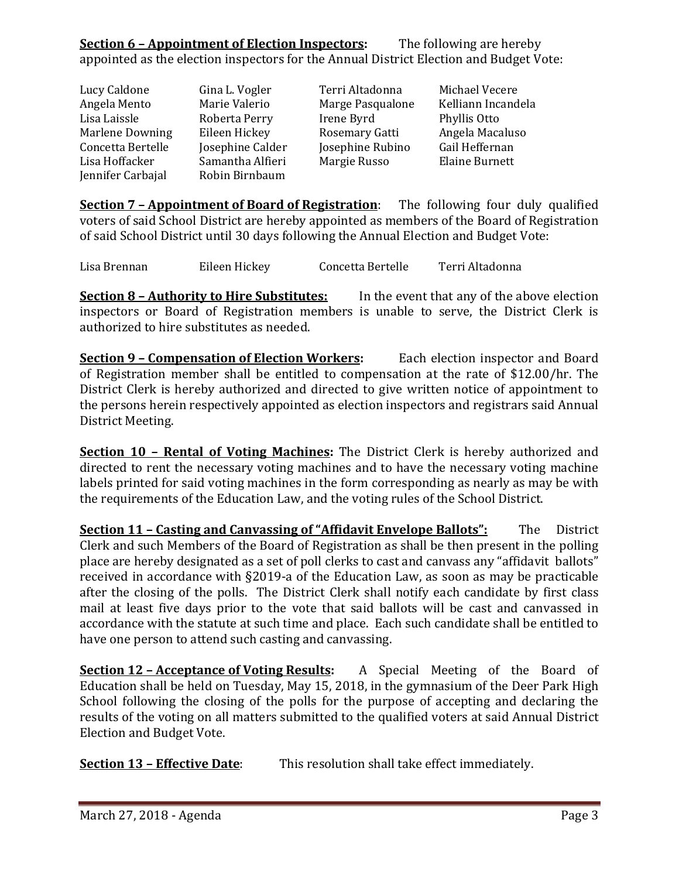**Section 6 – Appointment of Election Inspectors:** The following are hereby appointed as the election inspectors for the Annual District Election and Budget Vote:

| | | | |
|---|---|---|---|
| Lucy Caldone | Gina L. Vogler | Terri Altadonna | Michael Vecere |
| Angela Mento | Marie Valerio | Marge Pasqualone | Kelliann Incandela |
| Lisa Laissle | Roberta Perry | Irene Byrd | Phyllis Otto |
| Marlene Downing | Eileen Hickey | Rosemary Gatti | Angela Macaluso |
| Concetta Bertelle | Josephine Calder | Josephine Rubino | Gail Heffernan |
| Lisa Hoffacker | Samantha Alfieri | Margie Russo | Elaine Burnett |
| Jennifer Carbajal | Robin Birnbaum | | |

**Section 7 – Appointment of Board of Registration**: The following four duly qualified voters of said School District are hereby appointed as members of the Board of Registration of said School District until 30 days following the Annual Election and Budget Vote:

| | | | |
|---|---|---|---|
| Lisa Brennan | Eileen Hickey | Concetta Bertelle | Terri Altadonna |

**Section 8 – Authority to Hire Substitutes:** In the event that any of the above election inspectors or Board of Registration members is unable to serve, the District Clerk is authorized to hire substitutes as needed.

**Section 9 – Compensation of Election Workers:** Each election inspector and Board of Registration member shall be entitled to compensation at the rate of $12.00/hr. The District Clerk is hereby authorized and directed to give written notice of appointment to the persons herein respectively appointed as election inspectors and registrars said Annual District Meeting.

**Section 10 – Rental of Voting Machines:** The District Clerk is hereby authorized and directed to rent the necessary voting machines and to have the necessary voting machine labels printed for said voting machines in the form corresponding as nearly as may be with the requirements of the Education Law, and the voting rules of the School District.

**Section 11 – Casting and Canvassing of "Affidavit Envelope Ballots":** The District Clerk and such Members of the Board of Registration as shall be then present in the polling place are hereby designated as a set of poll clerks to cast and canvass any "affidavit ballots" received in accordance with §2019-a of the Education Law, as soon as may be practicable after the closing of the polls. The District Clerk shall notify each candidate by first class mail at least five days prior to the vote that said ballots will be cast and canvassed in accordance with the statute at such time and place. Each such candidate shall be entitled to have one person to attend such casting and canvassing.

**Section 12 – Acceptance of Voting Results:** A Special Meeting of the Board of Education shall be held on Tuesday, May 15, 2018, in the gymnasium of the Deer Park High School following the closing of the polls for the purpose of accepting and declaring the results of the voting on all matters submitted to the qualified voters at said Annual District Election and Budget Vote.

**Section 13 – Effective Date**: This resolution shall take effect immediately.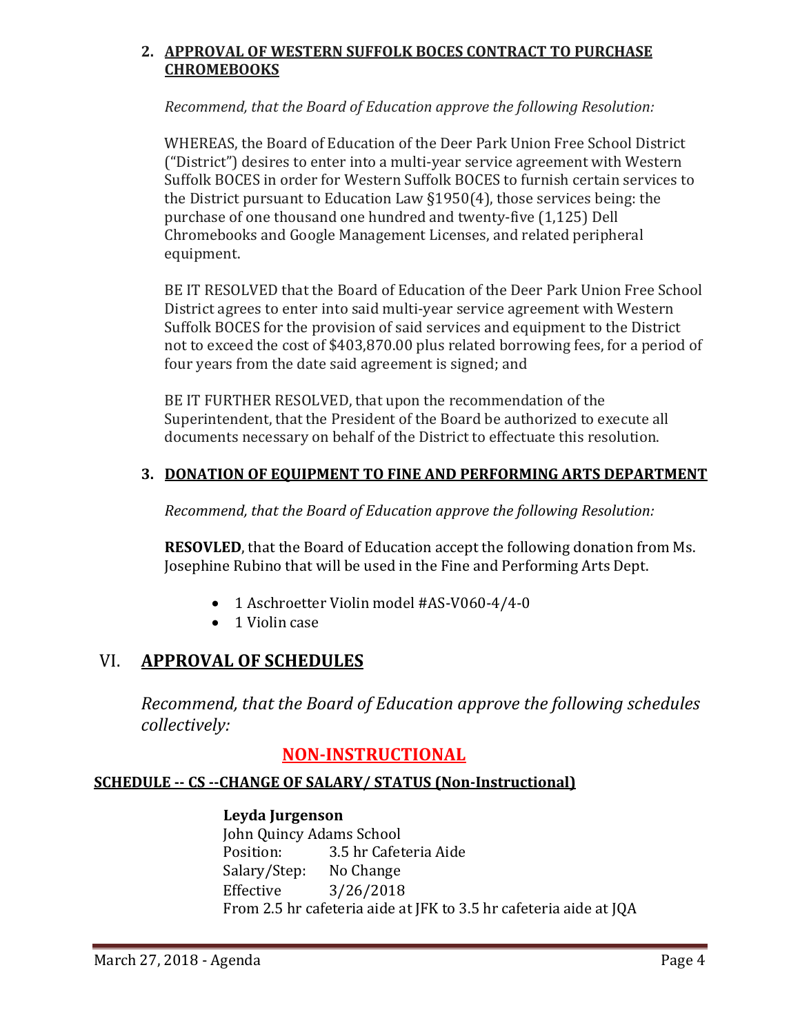### 2. APPROVAL OF WESTERN SUFFOLK BOCES CONTRACT TO PURCHASE CHROMEBOOKS

*Recommend, that the Board of Education approve the following Resolution:*

WHEREAS, the Board of Education of the Deer Park Union Free School District ("District") desires to enter into a multi-year service agreement with Western Suffolk BOCES in order for Western Suffolk BOCES to furnish certain services to the District pursuant to Education Law §1950(4), those services being: the purchase of one thousand one hundred and twenty-five (1,125) Dell Chromebooks and Google Management Licenses, and related peripheral equipment.

BE IT RESOLVED that the Board of Education of the Deer Park Union Free School District agrees to enter into said multi-year service agreement with Western Suffolk BOCES for the provision of said services and equipment to the District not to exceed the cost of $403,870.00 plus related borrowing fees, for a period of four years from the date said agreement is signed; and

BE IT FURTHER RESOLVED, that upon the recommendation of the Superintendent, that the President of the Board be authorized to execute all documents necessary on behalf of the District to effectuate this resolution.

### 3. DONATION OF EQUIPMENT TO FINE AND PERFORMING ARTS DEPARTMENT

*Recommend, that the Board of Education approve the following Resolution:*

**RESOVLED**, that the Board of Education accept the following donation from Ms. Josephine Rubino that will be used in the Fine and Performing Arts Dept.

- 1 Aschroetter Violin model #AS-V060-4/4-0
- 1 Violin case

## VI. APPROVAL OF SCHEDULES

*Recommend, that the Board of Education approve the following schedules collectively:*

## NON-INSTRUCTIONAL

### SCHEDULE -- CS --CHANGE OF SALARY/ STATUS (Non-Instructional)

**Leyda Jurgenson**
John Quincy Adams School
Position: 3.5 hr Cafeteria Aide
Salary/Step: No Change
Effective 3/26/2018
From 2.5 hr cafeteria aide at JFK to 3.5 hr cafeteria aide at JQA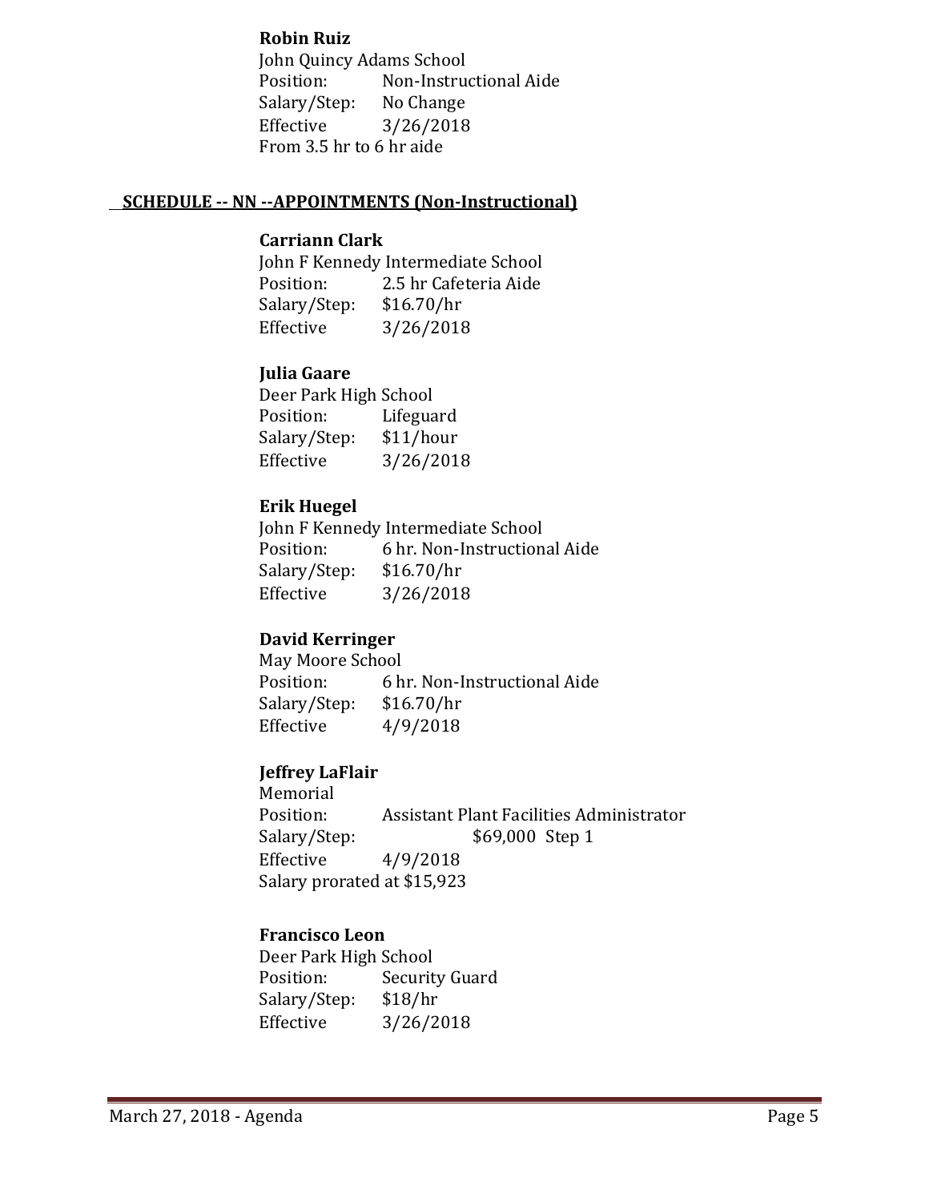**Robin Ruiz**
John Quincy Adams School
Position: Non-Instructional Aide
Salary/Step: No Change
Effective 3/26/2018
From 3.5 hr to 6 hr aide

## SCHEDULE -- NN --APPOINTMENTS (Non-Instructional)

**Carriann Clark**
John F Kennedy Intermediate School
Position: 2.5 hr Cafeteria Aide
Salary/Step: $16.70/hr
Effective 3/26/2018

**Julia Gaare**
Deer Park High School
Position: Lifeguard
Salary/Step: $11/hour
Effective 3/26/2018

**Erik Huegel**
John F Kennedy Intermediate School
Position: 6 hr. Non-Instructional Aide
Salary/Step: $16.70/hr
Effective 3/26/2018

**David Kerringer**
May Moore School
Position: 6 hr. Non-Instructional Aide
Salary/Step: $16.70/hr
Effective 4/9/2018

**Jeffrey LaFlair**
Memorial
Position: Assistant Plant Facilities Administrator
Salary/Step: $69,000 Step 1
Effective 4/9/2018
Salary prorated at $15,923

**Francisco Leon**
Deer Park High School
Position: Security Guard
Salary/Step: $18/hr
Effective 3/26/2018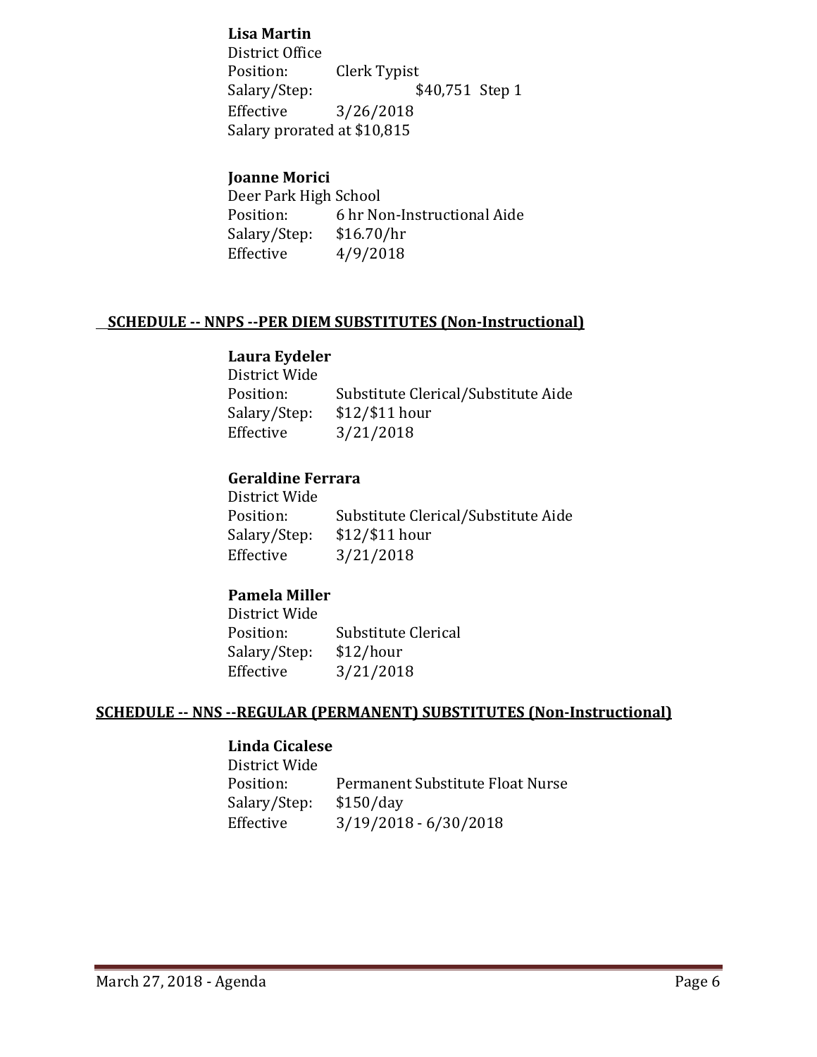**Lisa Martin**
District Office
Position: Clerk Typist
Salary/Step: $40,751 Step 1
Effective 3/26/2018
Salary prorated at $10,815

**Joanne Morici**
Deer Park High School
Position: 6 hr Non-Instructional Aide
Salary/Step: $16.70/hr
Effective 4/9/2018

## SCHEDULE -- NNPS --PER DIEM SUBSTITUTES (Non-Instructional)

**Laura Eydeler**
District Wide
Position: Substitute Clerical/Substitute Aide
Salary/Step: $12/$11 hour
Effective 3/21/2018

**Geraldine Ferrara**
District Wide
Position: Substitute Clerical/Substitute Aide
Salary/Step: $12/$11 hour
Effective 3/21/2018

**Pamela Miller**
District Wide
Position: Substitute Clerical
Salary/Step: $12/hour
Effective 3/21/2018

## SCHEDULE -- NNS --REGULAR (PERMANENT) SUBSTITUTES (Non-Instructional)

**Linda Cicalese**
District Wide
Position: Permanent Substitute Float Nurse
Salary/Step: $150/day
Effective 3/19/2018 - 6/30/2018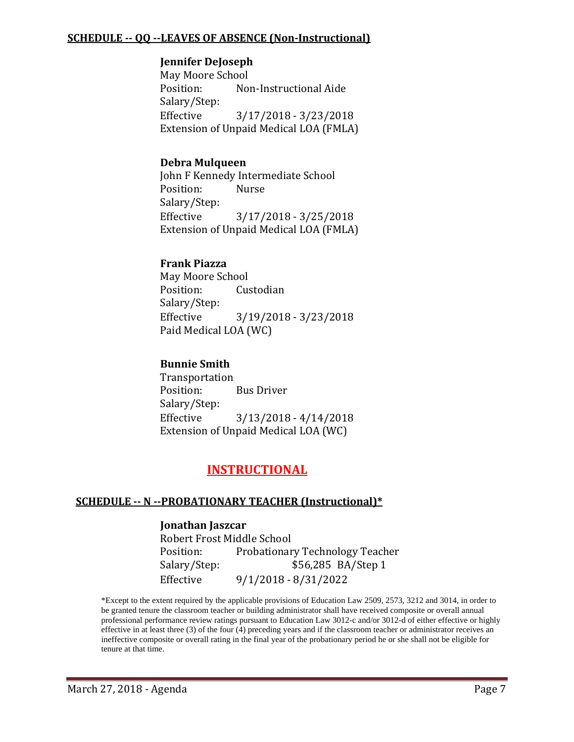**SCHEDULE -- QQ --LEAVES OF ABSENCE (Non-Instructional)**

**Jennifer DeJoseph**
May Moore School
Position: Non-Instructional Aide
Salary/Step:
Effective 3/17/2018 - 3/23/2018
Extension of Unpaid Medical LOA (FMLA)

**Debra Mulqueen**
John F Kennedy Intermediate School
Position: Nurse
Salary/Step:
Effective 3/17/2018 - 3/25/2018
Extension of Unpaid Medical LOA (FMLA)

**Frank Piazza**
May Moore School
Position: Custodian
Salary/Step:
Effective 3/19/2018 - 3/23/2018
Paid Medical LOA (WC)

**Bunnie Smith**
Transportation
Position: Bus Driver
Salary/Step:
Effective 3/13/2018 - 4/14/2018
Extension of Unpaid Medical LOA (WC)

# INSTRUCTIONAL

**SCHEDULE -- N --PROBATIONARY TEACHER (Instructional)***

**Jonathan Jaszcar**
Robert Frost Middle School
Position: Probationary Technology Teacher
Salary/Step: $56,285 BA/Step 1
Effective 9/1/2018 - 8/31/2022

*Except to the extent required by the applicable provisions of Education Law 2509, 2573, 3212 and 3014, in order to be granted tenure the classroom teacher or building administrator shall have received composite or overall annual professional performance review ratings pursuant to Education Law 3012-c and/or 3012-d of either effective or highly effective in at least three (3) of the four (4) preceding years and if the classroom teacher or administrator receives an ineffective composite or overall rating in the final year of the probationary period he or she shall not be eligible for tenure at that time.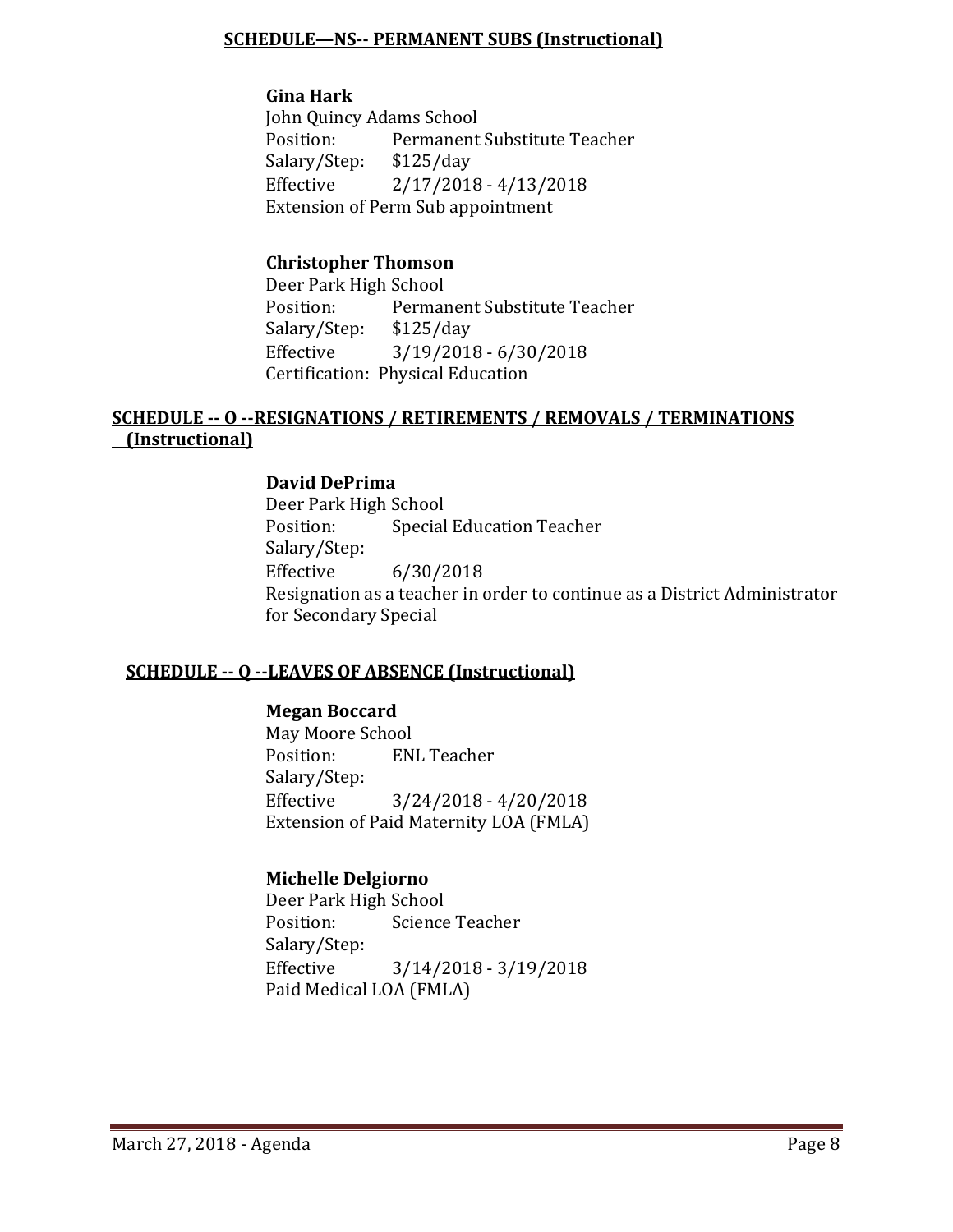## SCHEDULE—NS-- PERMANENT SUBS (Instructional)

**Gina Hark**
John Quincy Adams School
Position: Permanent Substitute Teacher
Salary/Step: $125/day
Effective 2/17/2018 - 4/13/2018
Extension of Perm Sub appointment

**Christopher Thomson**
Deer Park High School
Position: Permanent Substitute Teacher
Salary/Step: $125/day
Effective 3/19/2018 - 6/30/2018
Certification: Physical Education

## SCHEDULE -- O --RESIGNATIONS / RETIREMENTS / REMOVALS / TERMINATIONS (Instructional)

**David DePrima**
Deer Park High School
Position: Special Education Teacher
Salary/Step:
Effective 6/30/2018
Resignation as a teacher in order to continue as a District Administrator for Secondary Special

## SCHEDULE -- Q --LEAVES OF ABSENCE (Instructional)

**Megan Boccard**
May Moore School
Position: ENL Teacher
Salary/Step:
Effective 3/24/2018 - 4/20/2018
Extension of Paid Maternity LOA (FMLA)

**Michelle Delgiorno**
Deer Park High School
Position: Science Teacher
Salary/Step:
Effective 3/14/2018 - 3/19/2018
Paid Medical LOA (FMLA)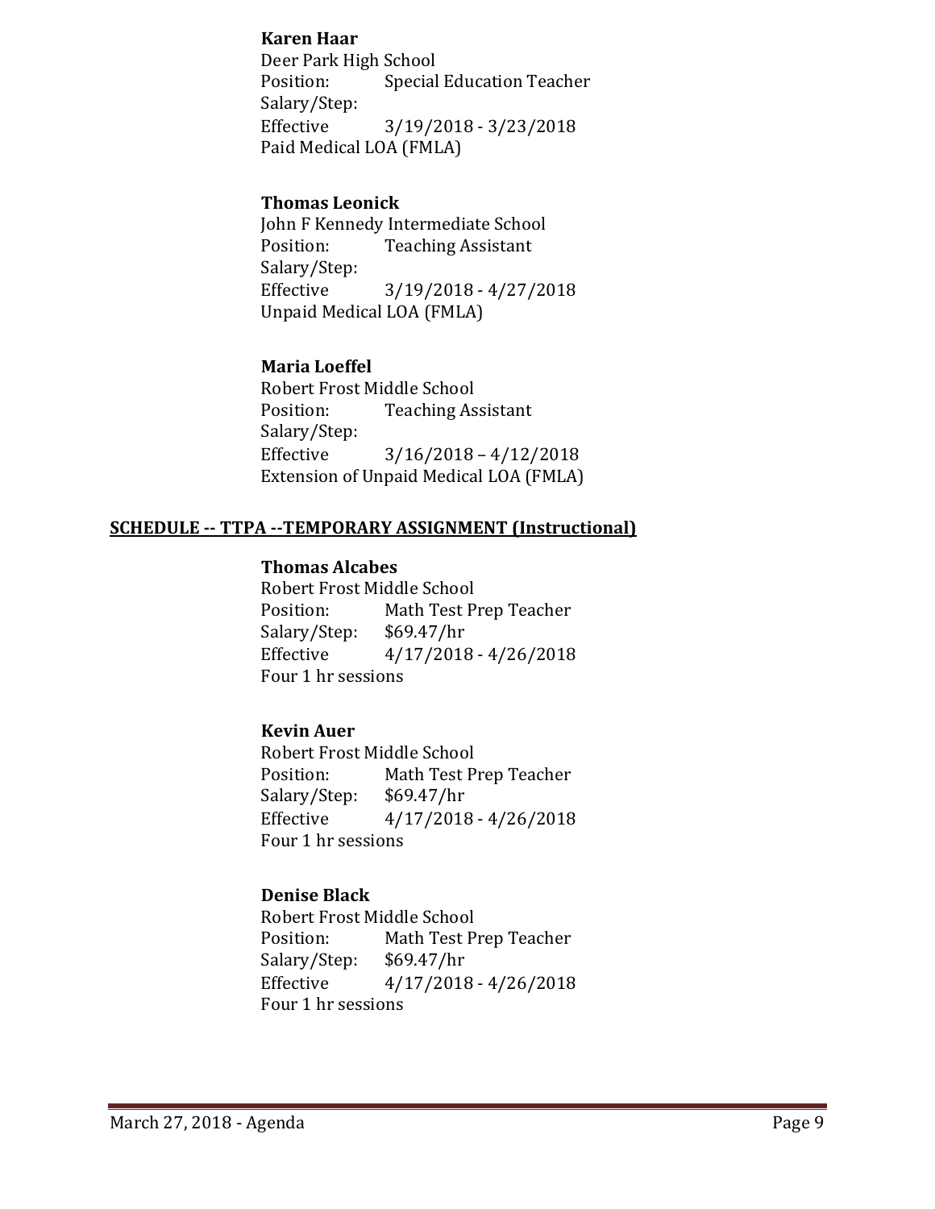**Karen Haar**
Deer Park High School
Position: Special Education Teacher
Salary/Step:
Effective 3/19/2018 - 3/23/2018
Paid Medical LOA (FMLA)

**Thomas Leonick**
John F Kennedy Intermediate School
Position: Teaching Assistant
Salary/Step:
Effective 3/19/2018 - 4/27/2018
Unpaid Medical LOA (FMLA)

**Maria Loeffel**
Robert Frost Middle School
Position: Teaching Assistant
Salary/Step:
Effective 3/16/2018 – 4/12/2018
Extension of Unpaid Medical LOA (FMLA)

## SCHEDULE -- TTPA --TEMPORARY ASSIGNMENT (Instructional)

**Thomas Alcabes**
Robert Frost Middle School
Position: Math Test Prep Teacher
Salary/Step: $69.47/hr
Effective 4/17/2018 - 4/26/2018
Four 1 hr sessions

**Kevin Auer**
Robert Frost Middle School
Position: Math Test Prep Teacher
Salary/Step: $69.47/hr
Effective 4/17/2018 - 4/26/2018
Four 1 hr sessions

**Denise Black**
Robert Frost Middle School
Position: Math Test Prep Teacher
Salary/Step: $69.47/hr
Effective 4/17/2018 - 4/26/2018
Four 1 hr sessions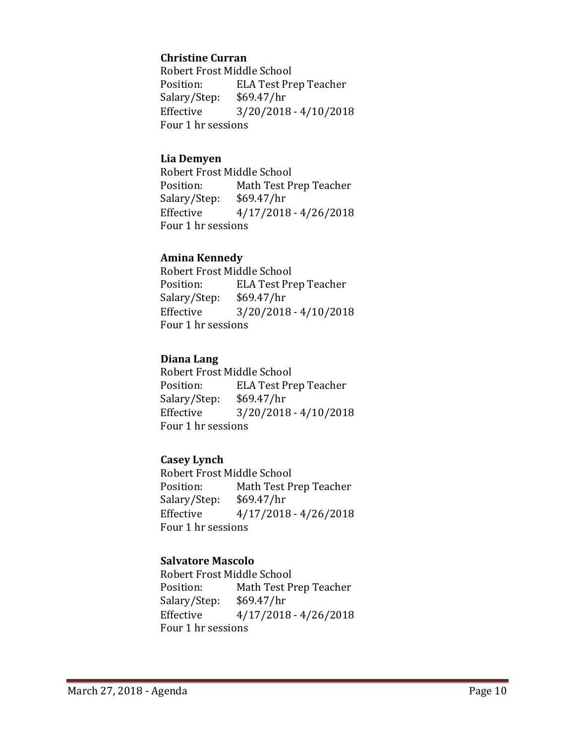**Christine Curran**
Robert Frost Middle School
Position: ELA Test Prep Teacher
Salary/Step: $69.47/hr
Effective 3/20/2018 - 4/10/2018
Four 1 hr sessions

**Lia Demyen**
Robert Frost Middle School
Position: Math Test Prep Teacher
Salary/Step: $69.47/hr
Effective 4/17/2018 - 4/26/2018
Four 1 hr sessions

**Amina Kennedy**
Robert Frost Middle School
Position: ELA Test Prep Teacher
Salary/Step: $69.47/hr
Effective 3/20/2018 - 4/10/2018
Four 1 hr sessions

**Diana Lang**
Robert Frost Middle School
Position: ELA Test Prep Teacher
Salary/Step: $69.47/hr
Effective 3/20/2018 - 4/10/2018
Four 1 hr sessions

**Casey Lynch**
Robert Frost Middle School
Position: Math Test Prep Teacher
Salary/Step: $69.47/hr
Effective 4/17/2018 - 4/26/2018
Four 1 hr sessions

**Salvatore Mascolo**
Robert Frost Middle School
Position: Math Test Prep Teacher
Salary/Step: $69.47/hr
Effective 4/17/2018 - 4/26/2018
Four 1 hr sessions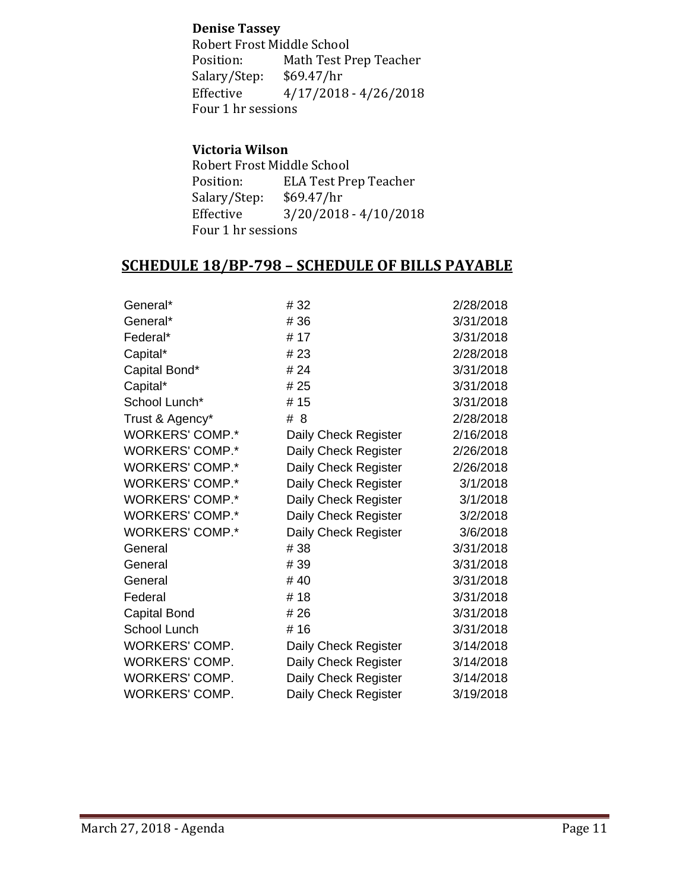**Denise Tassey**
Robert Frost Middle School
Position: Math Test Prep Teacher
Salary/Step: $69.47/hr
Effective 4/17/2018 - 4/26/2018
Four 1 hr sessions

**Victoria Wilson**
Robert Frost Middle School
Position: ELA Test Prep Teacher
Salary/Step: $69.47/hr
Effective 3/20/2018 - 4/10/2018
Four 1 hr sessions

## SCHEDULE 18/BP-798 – SCHEDULE OF BILLS PAYABLE

| | | |
|---|---|---|
| General* | # 32 | 2/28/2018 |
| General* | # 36 | 3/31/2018 |
| Federal* | # 17 | 3/31/2018 |
| Capital* | # 23 | 2/28/2018 |
| Capital Bond* | # 24 | 3/31/2018 |
| Capital* | # 25 | 3/31/2018 |
| School Lunch* | # 15 | 3/31/2018 |
| Trust & Agency* | # 8 | 2/28/2018 |
| WORKERS' COMP.* | Daily Check Register | 2/16/2018 |
| WORKERS' COMP.* | Daily Check Register | 2/26/2018 |
| WORKERS' COMP.* | Daily Check Register | 2/26/2018 |
| WORKERS' COMP.* | Daily Check Register | 3/1/2018 |
| WORKERS' COMP.* | Daily Check Register | 3/1/2018 |
| WORKERS' COMP.* | Daily Check Register | 3/2/2018 |
| WORKERS' COMP.* | Daily Check Register | 3/6/2018 |
| General | # 38 | 3/31/2018 |
| General | # 39 | 3/31/2018 |
| General | # 40 | 3/31/2018 |
| Federal | # 18 | 3/31/2018 |
| Capital Bond | # 26 | 3/31/2018 |
| School Lunch | # 16 | 3/31/2018 |
| WORKERS' COMP. | Daily Check Register | 3/14/2018 |
| WORKERS' COMP. | Daily Check Register | 3/14/2018 |
| WORKERS' COMP. | Daily Check Register | 3/14/2018 |
| WORKERS' COMP. | Daily Check Register | 3/19/2018 |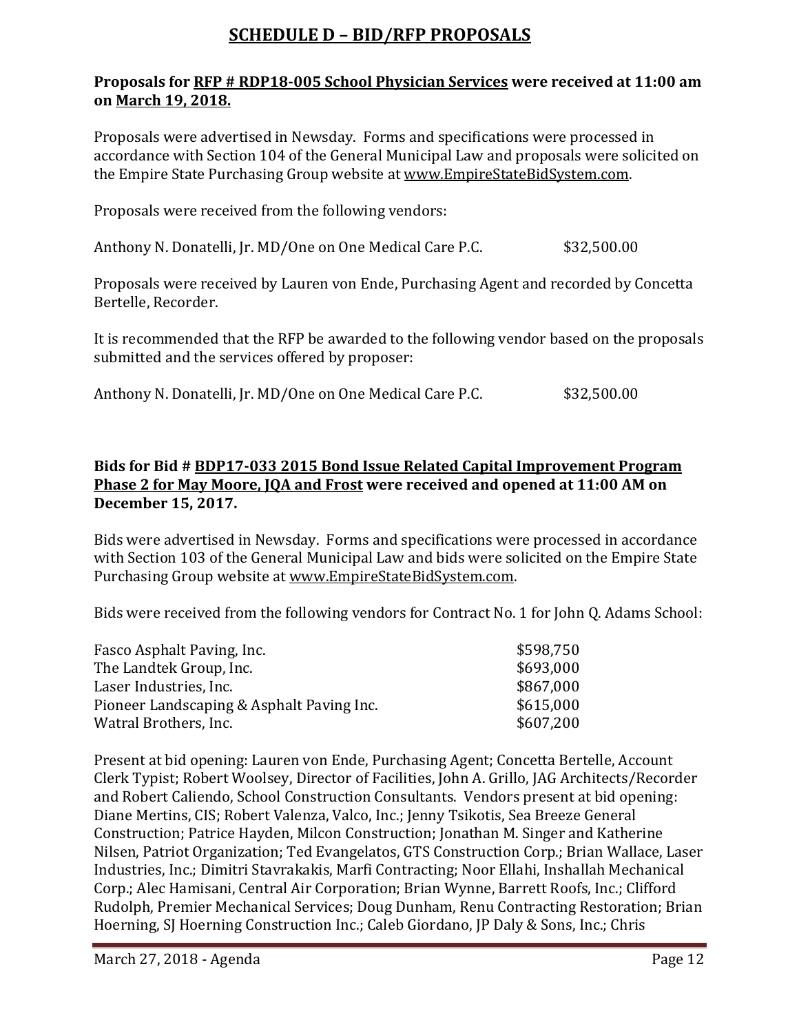# SCHEDULE D – BID/RFP PROPOSALS

**Proposals for RFP # RDP18-005 School Physician Services were received at 11:00 am on March 19, 2018.**

Proposals were advertised in Newsday. Forms and specifications were processed in accordance with Section 104 of the General Municipal Law and proposals were solicited on the Empire State Purchasing Group website at www.EmpireStateBidSystem.com.

Proposals were received from the following vendors:

| | |
|---|---|
| Anthony N. Donatelli, Jr. MD/One on One Medical Care P.C. | $32,500.00 |

Proposals were received by Lauren von Ende, Purchasing Agent and recorded by Concetta Bertelle, Recorder.

It is recommended that the RFP be awarded to the following vendor based on the proposals submitted and the services offered by proposer:

| | |
|---|---|
| Anthony N. Donatelli, Jr. MD/One on One Medical Care P.C. | $32,500.00 |

**Bids for Bid # BDP17-033 2015 Bond Issue Related Capital Improvement Program Phase 2 for May Moore, JQA and Frost were received and opened at 11:00 AM on December 15, 2017.**

Bids were advertised in Newsday. Forms and specifications were processed in accordance with Section 103 of the General Municipal Law and bids were solicited on the Empire State Purchasing Group website at www.EmpireStateBidSystem.com.

Bids were received from the following vendors for Contract No. 1 for John Q. Adams School:

| | |
|---|---|
| Fasco Asphalt Paving, Inc. | $598,750 |
| The Landtek Group, Inc. | $693,000 |
| Laser Industries, Inc. | $867,000 |
| Pioneer Landscaping & Asphalt Paving Inc. | $615,000 |
| Watral Brothers, Inc. | $607,200 |

Present at bid opening: Lauren von Ende, Purchasing Agent; Concetta Bertelle, Account Clerk Typist; Robert Woolsey, Director of Facilities, John A. Grillo, JAG Architects/Recorder and Robert Caliendo, School Construction Consultants. Vendors present at bid opening: Diane Mertins, CIS; Robert Valenza, Valco, Inc.; Jenny Tsikotis, Sea Breeze General Construction; Patrice Hayden, Milcon Construction; Jonathan M. Singer and Katherine Nilsen, Patriot Organization; Ted Evangelatos, GTS Construction Corp.; Brian Wallace, Laser Industries, Inc.; Dimitri Stavrakakis, Marfi Contracting; Noor Ellahi, Inshallah Mechanical Corp.; Alec Hamisani, Central Air Corporation; Brian Wynne, Barrett Roofs, Inc.; Clifford Rudolph, Premier Mechanical Services; Doug Dunham, Renu Contracting Restoration; Brian Hoerning, SJ Hoerning Construction Inc.; Caleb Giordano, JP Daly & Sons, Inc.; Chris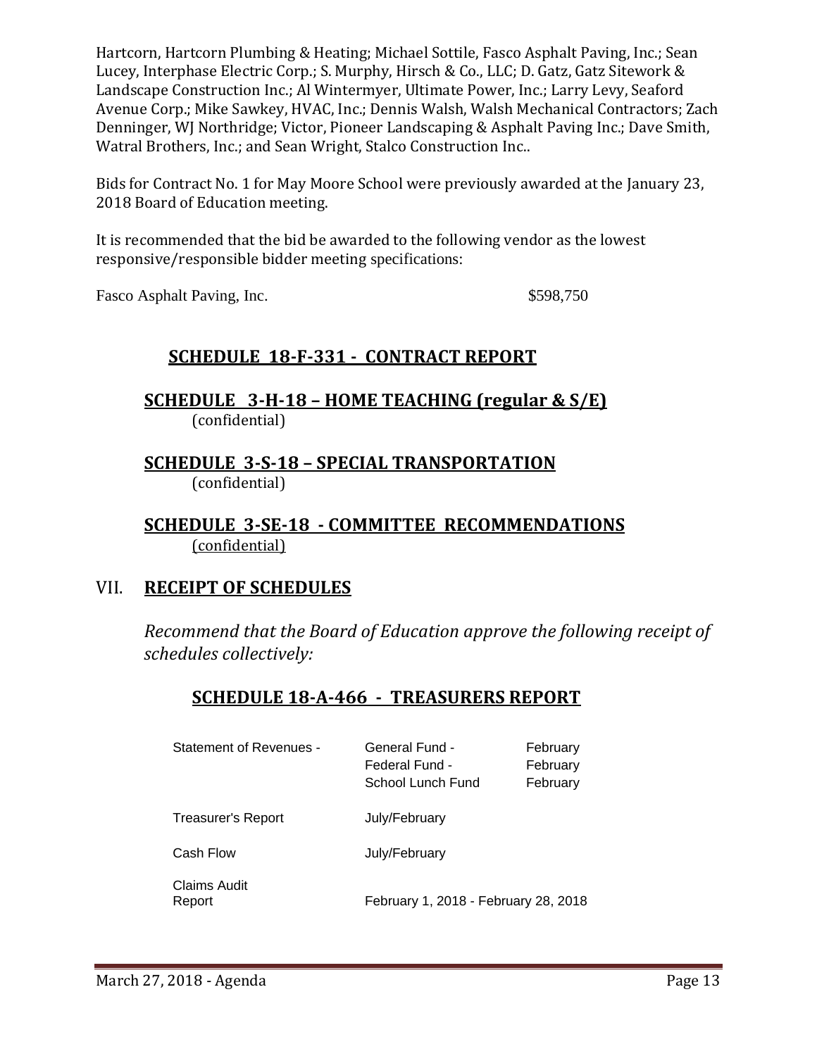Hartcorn, Hartcorn Plumbing & Heating; Michael Sottile, Fasco Asphalt Paving, Inc.; Sean Lucey, Interphase Electric Corp.; S. Murphy, Hirsch & Co., LLC; D. Gatz, Gatz Sitework & Landscape Construction Inc.; Al Wintermyer, Ultimate Power, Inc.; Larry Levy, Seaford Avenue Corp.; Mike Sawkey, HVAC, Inc.; Dennis Walsh, Walsh Mechanical Contractors; Zach Denninger, WJ Northridge; Victor, Pioneer Landscaping & Asphalt Paving Inc.; Dave Smith, Watral Brothers, Inc.; and Sean Wright, Stalco Construction Inc..

Bids for Contract No. 1 for May Moore School were previously awarded at the January 23, 2018 Board of Education meeting.

It is recommended that the bid be awarded to the following vendor as the lowest responsive/responsible bidder meeting specifications:

Fasco Asphalt Paving, Inc. $598,750

## SCHEDULE 18-F-331 - CONTRACT REPORT

## SCHEDULE 3-H-18 – HOME TEACHING (regular & S/E)

(confidential)

## SCHEDULE 3-S-18 – SPECIAL TRANSPORTATION

(confidential)

## SCHEDULE 3-SE-18 - COMMITTEE RECOMMENDATIONS

(confidential)

# VII. RECEIPT OF SCHEDULES

*Recommend that the Board of Education approve the following receipt of schedules collectively:*

## SCHEDULE 18-A-466 - TREASURERS REPORT

| | | |
|---|---|---|
| Statement of Revenues - | General Fund - | February |
| | Federal Fund - | February |
| | School Lunch Fund | February |
| Treasurer's Report | July/February | |
| Cash Flow | July/February | |
| Claims Audit Report | February 1, 2018 - February 28, 2018 | |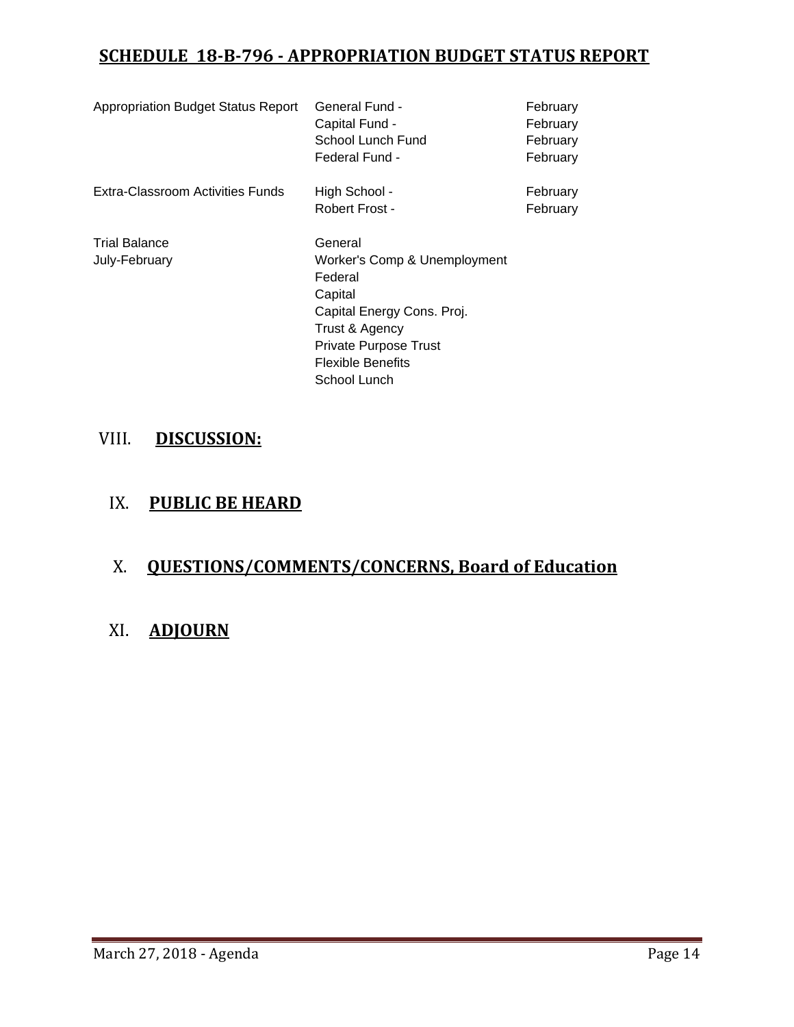## SCHEDULE 18-B-796 - APPROPRIATION BUDGET STATUS REPORT

| | | |
|---|---|---|
| Appropriation Budget Status Report | General Fund - | February |
| | Capital Fund - | February |
| | School Lunch Fund | February |
| | Federal Fund - | February |
| Extra-Classroom Activities Funds | High School - | February |
| | Robert Frost - | February |
| Trial Balance | General | |
| July-February | Worker's Comp & Unemployment | |
| | Federal | |
| | Capital | |
| | Capital Energy Cons. Proj. | |
| | Trust & Agency | |
| | Private Purpose Trust | |
| | Flexible Benefits | |
| | School Lunch | |

## VIII. DISCUSSION:

## IX. PUBLIC BE HEARD

## X. QUESTIONS/COMMENTS/CONCERNS, Board of Education

## XI. ADJOURN